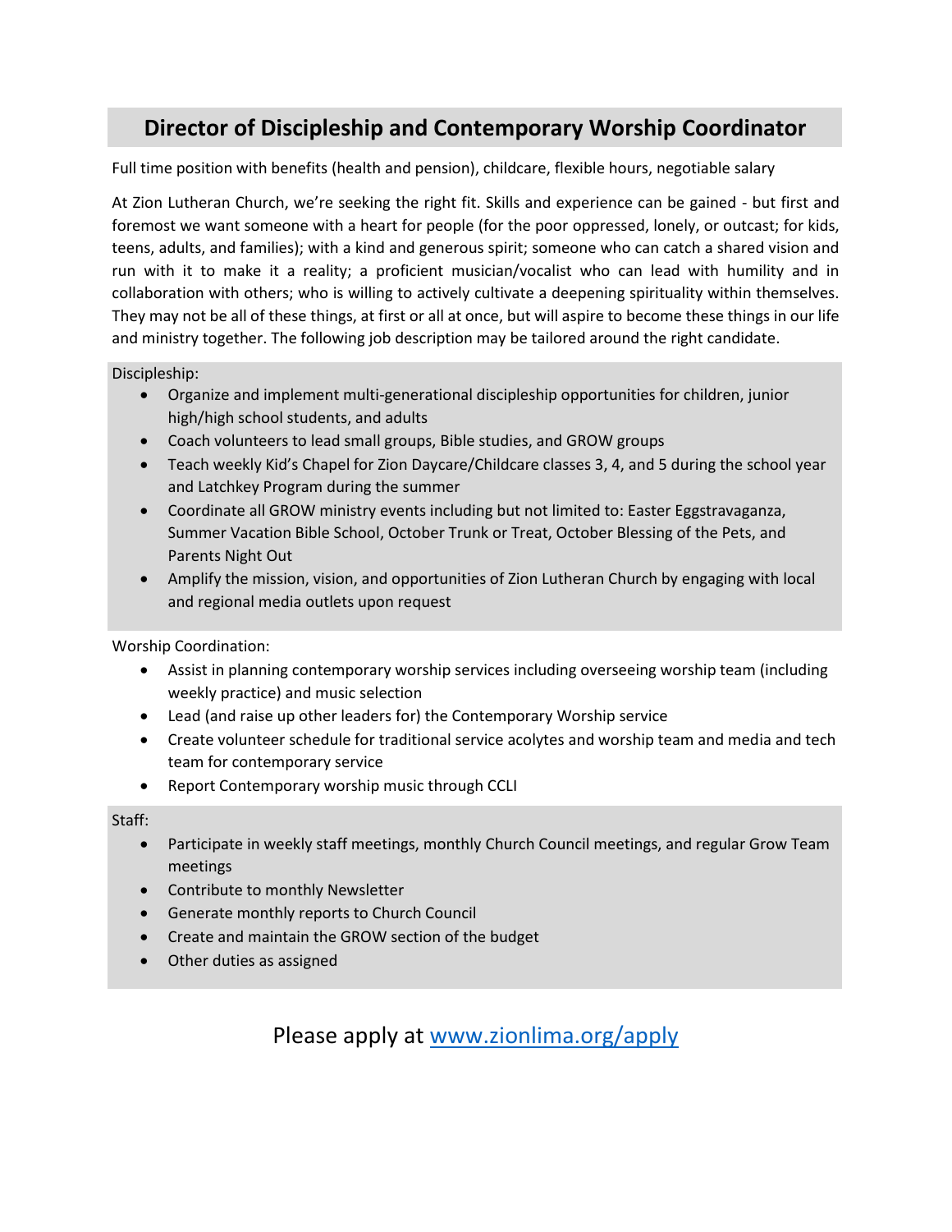# Director of Discipleship and Contemporary Worship Coordinator

Full time position with benefits (health and pension), childcare, flexible hours, negotiable salary

At Zion Lutheran Church, we're seeking the right fit. Skills and experience can be gained - but first and foremost we want someone with a heart for people (for the poor oppressed, lonely, or outcast; for kids, teens, adults, and families); with a kind and generous spirit; someone who can catch a shared vision and run with it to make it a reality; a proficient musician/vocalist who can lead with humility and in collaboration with others; who is willing to actively cultivate a deepening spirituality within themselves. They may not be all of these things, at first or all at once, but will aspire to become these things in our life and ministry together. The following job description may be tailored around the right candidate.

Discipleship:

- Organize and implement multi-generational discipleship opportunities for children, junior high/high school students, and adults
- Coach volunteers to lead small groups, Bible studies, and GROW groups
- Teach weekly Kid's Chapel for Zion Daycare/Childcare classes 3, 4, and 5 during the school year and Latchkey Program during the summer
- Coordinate all GROW ministry events including but not limited to: Easter Eggstravaganza, Summer Vacation Bible School, October Trunk or Treat, October Blessing of the Pets, and Parents Night Out
- Amplify the mission, vision, and opportunities of Zion Lutheran Church by engaging with local and regional media outlets upon request

Worship Coordination:

- Assist in planning contemporary worship services including overseeing worship team (including weekly practice) and music selection
- Lead (and raise up other leaders for) the Contemporary Worship service
- Create volunteer schedule for traditional service acolytes and worship team and media and tech team for contemporary service
- Report Contemporary worship music through CCLI

Staff:

- Participate in weekly staff meetings, monthly Church Council meetings, and regular Grow Team meetings
- Contribute to monthly Newsletter
- Generate monthly reports to Church Council
- Create and maintain the GROW section of the budget
- Other duties as assigned

Please apply at [www.zionlima.org/apply](http://www.zionlima.org/apply)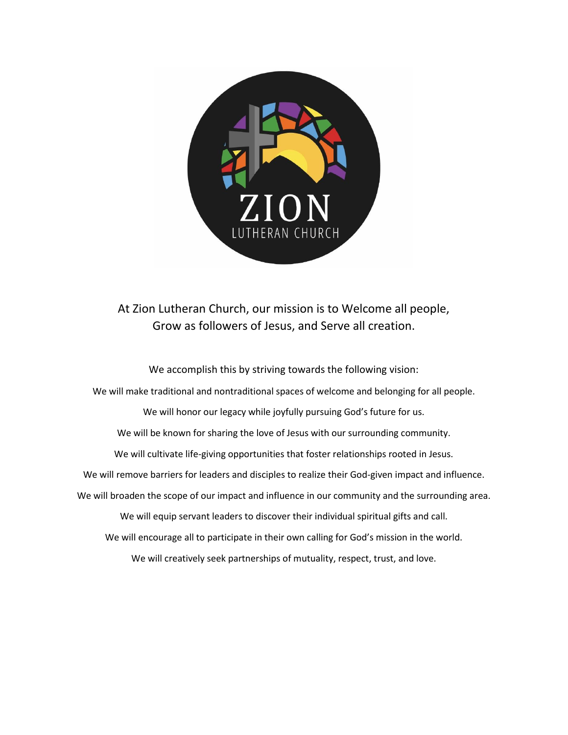ZION
LUTHERAN CHURCH

At Zion Lutheran Church, our mission is to Welcome all people, Grow as followers of Jesus, and Serve all creation.

We accomplish this by striving towards the following vision:

We will make traditional and nontraditional spaces of welcome and belonging for all people.

We will honor our legacy while joyfully pursuing God's future for us.

We will be known for sharing the love of Jesus with our surrounding community.

We will cultivate life-giving opportunities that foster relationships rooted in Jesus.

We will remove barriers for leaders and disciples to realize their God-given impact and influence.

We will broaden the scope of our impact and influence in our community and the surrounding area.

We will equip servant leaders to discover their individual spiritual gifts and call.

We will encourage all to participate in their own calling for God's mission in the world.

We will creatively seek partnerships of mutuality, respect, trust, and love.